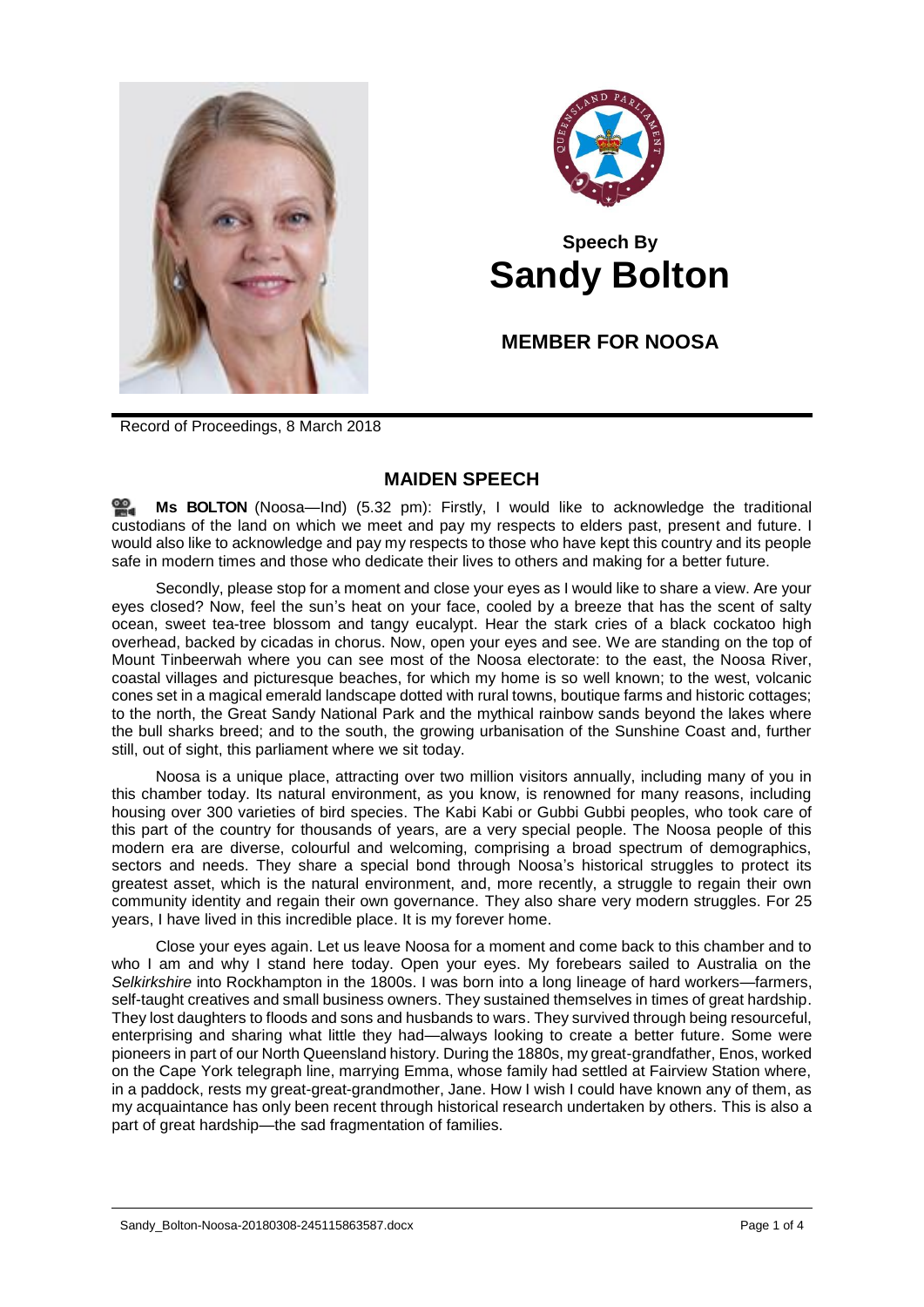# Speech By Sandy Bolton

## MEMBER FOR NOOSA

Record of Proceedings, 8 March 2018

## MAIDEN SPEECH

**Ms BOLTON** (Noosa—Ind) (5.32 pm): Firstly, I would like to acknowledge the traditional custodians of the land on which we meet and pay my respects to elders past, present and future. I would also like to acknowledge and pay my respects to those who have kept this country and its people safe in modern times and those who dedicate their lives to others and making for a better future.

Secondly, please stop for a moment and close your eyes as I would like to share a view. Are your eyes closed? Now, feel the sun's heat on your face, cooled by a breeze that has the scent of salty ocean, sweet tea-tree blossom and tangy eucalypt. Hear the stark cries of a black cockatoo high overhead, backed by cicadas in chorus. Now, open your eyes and see. We are standing on the top of Mount Tinbeerwah where you can see most of the Noosa electorate: to the east, the Noosa River, coastal villages and picturesque beaches, for which my home is so well known; to the west, volcanic cones set in a magical emerald landscape dotted with rural towns, boutique farms and historic cottages; to the north, the Great Sandy National Park and the mythical rainbow sands beyond the lakes where the bull sharks breed; and to the south, the growing urbanisation of the Sunshine Coast and, further still, out of sight, this parliament where we sit today.

Noosa is a unique place, attracting over two million visitors annually, including many of you in this chamber today. Its natural environment, as you know, is renowned for many reasons, including housing over 300 varieties of bird species. The Kabi Kabi or Gubbi Gubbi peoples, who took care of this part of the country for thousands of years, are a very special people. The Noosa people of this modern era are diverse, colourful and welcoming, comprising a broad spectrum of demographics, sectors and needs. They share a special bond through Noosa's historical struggles to protect its greatest asset, which is the natural environment, and, more recently, a struggle to regain their own community identity and regain their own governance. They also share very modern struggles. For 25 years, I have lived in this incredible place. It is my forever home.

Close your eyes again. Let us leave Noosa for a moment and come back to this chamber and to who I am and why I stand here today. Open your eyes. My forebears sailed to Australia on the *Selkirkshire* into Rockhampton in the 1800s. I was born into a long lineage of hard workers—farmers, self-taught creatives and small business owners. They sustained themselves in times of great hardship. They lost daughters to floods and sons and husbands to wars. They survived through being resourceful, enterprising and sharing what little they had—always looking to create a better future. Some were pioneers in part of our North Queensland history. During the 1880s, my great-grandfather, Enos, worked on the Cape York telegraph line, marrying Emma, whose family had settled at Fairview Station where, in a paddock, rests my great-great-grandmother, Jane. How I wish I could have known any of them, as my acquaintance has only been recent through historical research undertaken by others. This is also a part of great hardship—the sad fragmentation of families.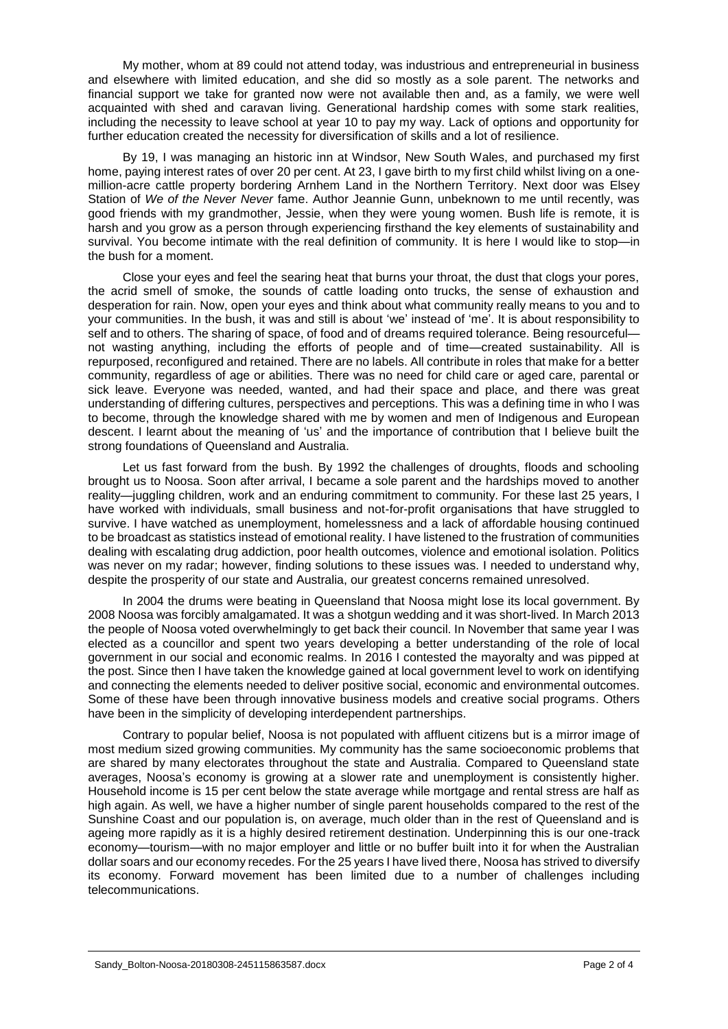My mother, whom at 89 could not attend today, was industrious and entrepreneurial in business and elsewhere with limited education, and she did so mostly as a sole parent. The networks and financial support we take for granted now were not available then and, as a family, we were well acquainted with shed and caravan living. Generational hardship comes with some stark realities, including the necessity to leave school at year 10 to pay my way. Lack of options and opportunity for further education created the necessity for diversification of skills and a lot of resilience.

By 19, I was managing an historic inn at Windsor, New South Wales, and purchased my first home, paying interest rates of over 20 per cent. At 23, I gave birth to my first child whilst living on a one-million-acre cattle property bordering Arnhem Land in the Northern Territory. Next door was Elsey Station of *We of the Never Never* fame. Author Jeannie Gunn, unbeknown to me until recently, was good friends with my grandmother, Jessie, when they were young women. Bush life is remote, it is harsh and you grow as a person through experiencing firsthand the key elements of sustainability and survival. You become intimate with the real definition of community. It is here I would like to stop—in the bush for a moment.

Close your eyes and feel the searing heat that burns your throat, the dust that clogs your pores, the acrid smell of smoke, the sounds of cattle loading onto trucks, the sense of exhaustion and desperation for rain. Now, open your eyes and think about what community really means to you and to your communities. In the bush, it was and still is about 'we' instead of 'me'. It is about responsibility to self and to others. The sharing of space, of food and of dreams required tolerance. Being resourceful—not wasting anything, including the efforts of people and of time—created sustainability. All is repurposed, reconfigured and retained. There are no labels. All contribute in roles that make for a better community, regardless of age or abilities. There was no need for child care or aged care, parental or sick leave. Everyone was needed, wanted, and had their space and place, and there was great understanding of differing cultures, perspectives and perceptions. This was a defining time in who I was to become, through the knowledge shared with me by women and men of Indigenous and European descent. I learnt about the meaning of 'us' and the importance of contribution that I believe built the strong foundations of Queensland and Australia.

Let us fast forward from the bush. By 1992 the challenges of droughts, floods and schooling brought us to Noosa. Soon after arrival, I became a sole parent and the hardships moved to another reality—juggling children, work and an enduring commitment to community. For these last 25 years, I have worked with individuals, small business and not-for-profit organisations that have struggled to survive. I have watched as unemployment, homelessness and a lack of affordable housing continued to be broadcast as statistics instead of emotional reality. I have listened to the frustration of communities dealing with escalating drug addiction, poor health outcomes, violence and emotional isolation. Politics was never on my radar; however, finding solutions to these issues was. I needed to understand why, despite the prosperity of our state and Australia, our greatest concerns remained unresolved.

In 2004 the drums were beating in Queensland that Noosa might lose its local government. By 2008 Noosa was forcibly amalgamated. It was a shotgun wedding and it was short-lived. In March 2013 the people of Noosa voted overwhelmingly to get back their council. In November that same year I was elected as a councillor and spent two years developing a better understanding of the role of local government in our social and economic realms. In 2016 I contested the mayoralty and was pipped at the post. Since then I have taken the knowledge gained at local government level to work on identifying and connecting the elements needed to deliver positive social, economic and environmental outcomes. Some of these have been through innovative business models and creative social programs. Others have been in the simplicity of developing interdependent partnerships.

Contrary to popular belief, Noosa is not populated with affluent citizens but is a mirror image of most medium sized growing communities. My community has the same socioeconomic problems that are shared by many electorates throughout the state and Australia. Compared to Queensland state averages, Noosa's economy is growing at a slower rate and unemployment is consistently higher. Household income is 15 per cent below the state average while mortgage and rental stress are half as high again. As well, we have a higher number of single parent households compared to the rest of the Sunshine Coast and our population is, on average, much older than in the rest of Queensland and is ageing more rapidly as it is a highly desired retirement destination. Underpinning this is our one-track economy—tourism—with no major employer and little or no buffer built into it for when the Australian dollar soars and our economy recedes. For the 25 years I have lived there, Noosa has strived to diversify its economy. Forward movement has been limited due to a number of challenges including telecommunications.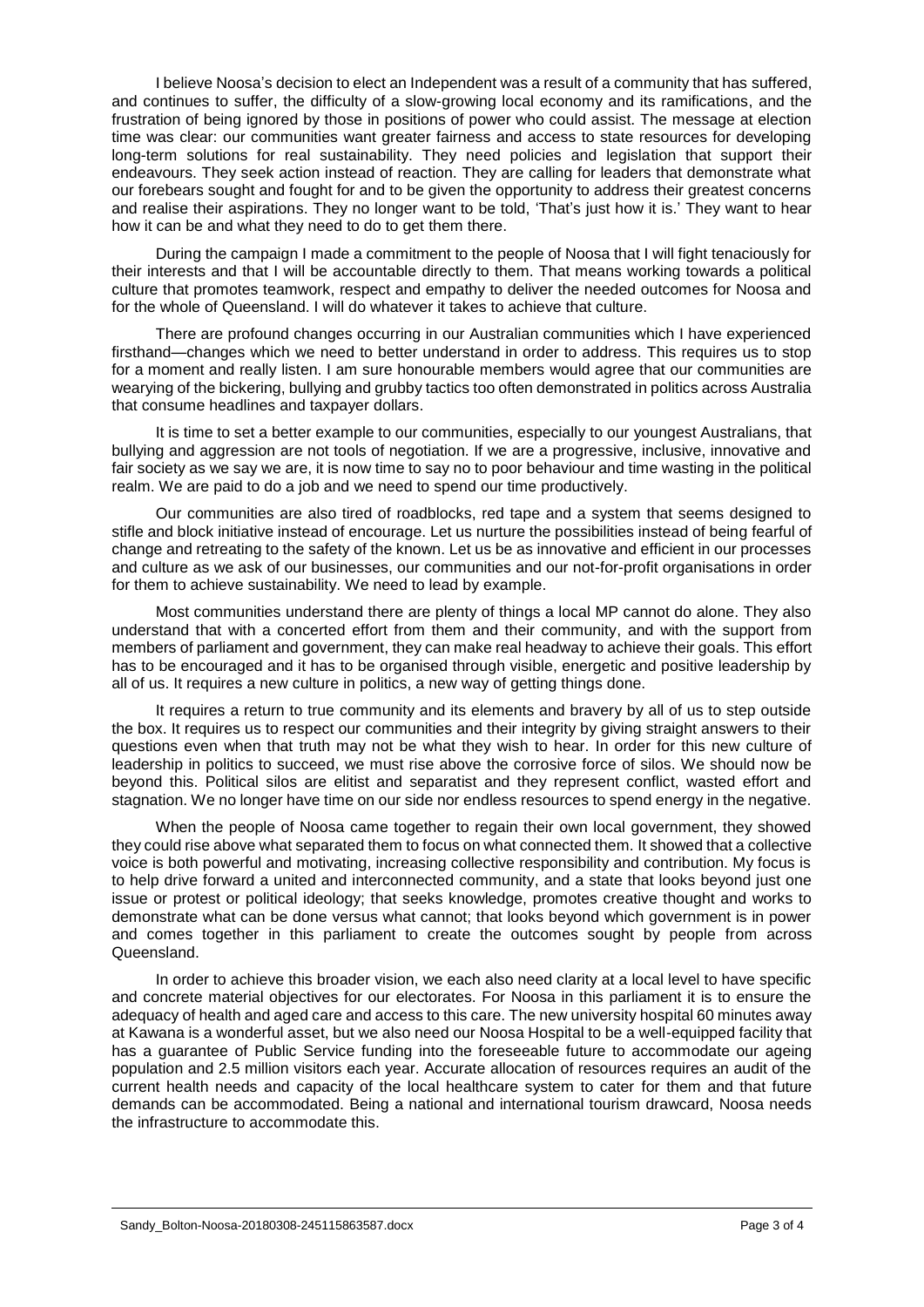I believe Noosa's decision to elect an Independent was a result of a community that has suffered, and continues to suffer, the difficulty of a slow-growing local economy and its ramifications, and the frustration of being ignored by those in positions of power who could assist. The message at election time was clear: our communities want greater fairness and access to state resources for developing long-term solutions for real sustainability. They need policies and legislation that support their endeavours. They seek action instead of reaction. They are calling for leaders that demonstrate what our forebears sought and fought for and to be given the opportunity to address their greatest concerns and realise their aspirations. They no longer want to be told, 'That's just how it is.' They want to hear how it can be and what they need to do to get them there.

During the campaign I made a commitment to the people of Noosa that I will fight tenaciously for their interests and that I will be accountable directly to them. That means working towards a political culture that promotes teamwork, respect and empathy to deliver the needed outcomes for Noosa and for the whole of Queensland. I will do whatever it takes to achieve that culture.

There are profound changes occurring in our Australian communities which I have experienced firsthand—changes which we need to better understand in order to address. This requires us to stop for a moment and really listen. I am sure honourable members would agree that our communities are wearying of the bickering, bullying and grubby tactics too often demonstrated in politics across Australia that consume headlines and taxpayer dollars.

It is time to set a better example to our communities, especially to our youngest Australians, that bullying and aggression are not tools of negotiation. If we are a progressive, inclusive, innovative and fair society as we say we are, it is now time to say no to poor behaviour and time wasting in the political realm. We are paid to do a job and we need to spend our time productively.

Our communities are also tired of roadblocks, red tape and a system that seems designed to stifle and block initiative instead of encourage. Let us nurture the possibilities instead of being fearful of change and retreating to the safety of the known. Let us be as innovative and efficient in our processes and culture as we ask of our businesses, our communities and our not-for-profit organisations in order for them to achieve sustainability. We need to lead by example.

Most communities understand there are plenty of things a local MP cannot do alone. They also understand that with a concerted effort from them and their community, and with the support from members of parliament and government, they can make real headway to achieve their goals. This effort has to be encouraged and it has to be organised through visible, energetic and positive leadership by all of us. It requires a new culture in politics, a new way of getting things done.

It requires a return to true community and its elements and bravery by all of us to step outside the box. It requires us to respect our communities and their integrity by giving straight answers to their questions even when that truth may not be what they wish to hear. In order for this new culture of leadership in politics to succeed, we must rise above the corrosive force of silos. We should now be beyond this. Political silos are elitist and separatist and they represent conflict, wasted effort and stagnation. We no longer have time on our side nor endless resources to spend energy in the negative.

When the people of Noosa came together to regain their own local government, they showed they could rise above what separated them to focus on what connected them. It showed that a collective voice is both powerful and motivating, increasing collective responsibility and contribution. My focus is to help drive forward a united and interconnected community, and a state that looks beyond just one issue or protest or political ideology; that seeks knowledge, promotes creative thought and works to demonstrate what can be done versus what cannot; that looks beyond which government is in power and comes together in this parliament to create the outcomes sought by people from across Queensland.

In order to achieve this broader vision, we each also need clarity at a local level to have specific and concrete material objectives for our electorates. For Noosa in this parliament it is to ensure the adequacy of health and aged care and access to this care. The new university hospital 60 minutes away at Kawana is a wonderful asset, but we also need our Noosa Hospital to be a well-equipped facility that has a guarantee of Public Service funding into the foreseeable future to accommodate our ageing population and 2.5 million visitors each year. Accurate allocation of resources requires an audit of the current health needs and capacity of the local healthcare system to cater for them and that future demands can be accommodated. Being a national and international tourism drawcard, Noosa needs the infrastructure to accommodate this.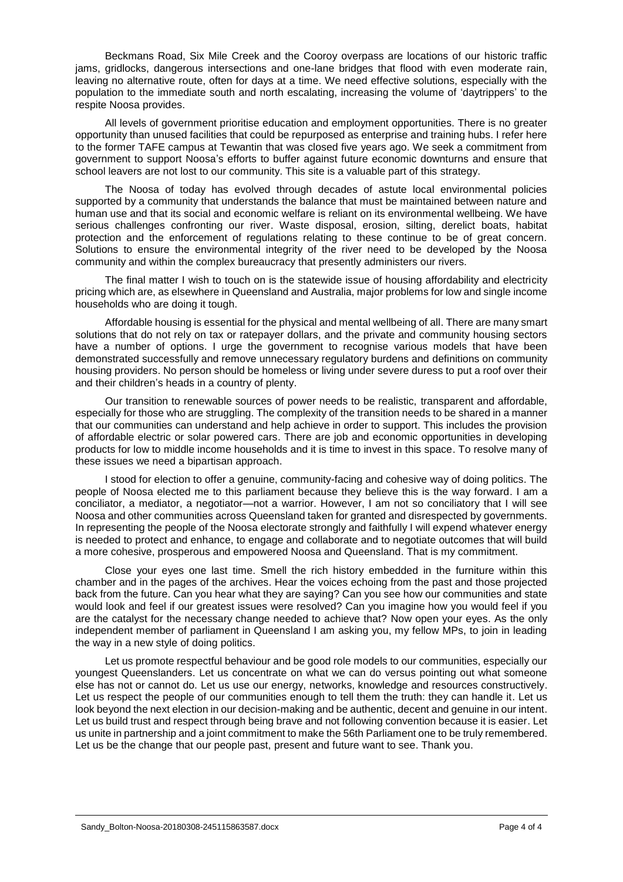Beckmans Road, Six Mile Creek and the Cooroy overpass are locations of our historic traffic jams, gridlocks, dangerous intersections and one-lane bridges that flood with even moderate rain, leaving no alternative route, often for days at a time. We need effective solutions, especially with the population to the immediate south and north escalating, increasing the volume of 'daytrippers' to the respite Noosa provides.

All levels of government prioritise education and employment opportunities. There is no greater opportunity than unused facilities that could be repurposed as enterprise and training hubs. I refer here to the former TAFE campus at Tewantin that was closed five years ago. We seek a commitment from government to support Noosa's efforts to buffer against future economic downturns and ensure that school leavers are not lost to our community. This site is a valuable part of this strategy.

The Noosa of today has evolved through decades of astute local environmental policies supported by a community that understands the balance that must be maintained between nature and human use and that its social and economic welfare is reliant on its environmental wellbeing. We have serious challenges confronting our river. Waste disposal, erosion, silting, derelict boats, habitat protection and the enforcement of regulations relating to these continue to be of great concern. Solutions to ensure the environmental integrity of the river need to be developed by the Noosa community and within the complex bureaucracy that presently administers our rivers.

The final matter I wish to touch on is the statewide issue of housing affordability and electricity pricing which are, as elsewhere in Queensland and Australia, major problems for low and single income households who are doing it tough.

Affordable housing is essential for the physical and mental wellbeing of all. There are many smart solutions that do not rely on tax or ratepayer dollars, and the private and community housing sectors have a number of options. I urge the government to recognise various models that have been demonstrated successfully and remove unnecessary regulatory burdens and definitions on community housing providers. No person should be homeless or living under severe duress to put a roof over their and their children's heads in a country of plenty.

Our transition to renewable sources of power needs to be realistic, transparent and affordable, especially for those who are struggling. The complexity of the transition needs to be shared in a manner that our communities can understand and help achieve in order to support. This includes the provision of affordable electric or solar powered cars. There are job and economic opportunities in developing products for low to middle income households and it is time to invest in this space. To resolve many of these issues we need a bipartisan approach.

I stood for election to offer a genuine, community-facing and cohesive way of doing politics. The people of Noosa elected me to this parliament because they believe this is the way forward. I am a conciliator, a mediator, a negotiator—not a warrior. However, I am not so conciliatory that I will see Noosa and other communities across Queensland taken for granted and disrespected by governments. In representing the people of the Noosa electorate strongly and faithfully I will expend whatever energy is needed to protect and enhance, to engage and collaborate and to negotiate outcomes that will build a more cohesive, prosperous and empowered Noosa and Queensland. That is my commitment.

Close your eyes one last time. Smell the rich history embedded in the furniture within this chamber and in the pages of the archives. Hear the voices echoing from the past and those projected back from the future. Can you hear what they are saying? Can you see how our communities and state would look and feel if our greatest issues were resolved? Can you imagine how you would feel if you are the catalyst for the necessary change needed to achieve that? Now open your eyes. As the only independent member of parliament in Queensland I am asking you, my fellow MPs, to join in leading the way in a new style of doing politics.

Let us promote respectful behaviour and be good role models to our communities, especially our youngest Queenslanders. Let us concentrate on what we can do versus pointing out what someone else has not or cannot do. Let us use our energy, networks, knowledge and resources constructively. Let us respect the people of our communities enough to tell them the truth: they can handle it. Let us look beyond the next election in our decision-making and be authentic, decent and genuine in our intent. Let us build trust and respect through being brave and not following convention because it is easier. Let us unite in partnership and a joint commitment to make the 56th Parliament one to be truly remembered. Let us be the change that our people past, present and future want to see. Thank you.